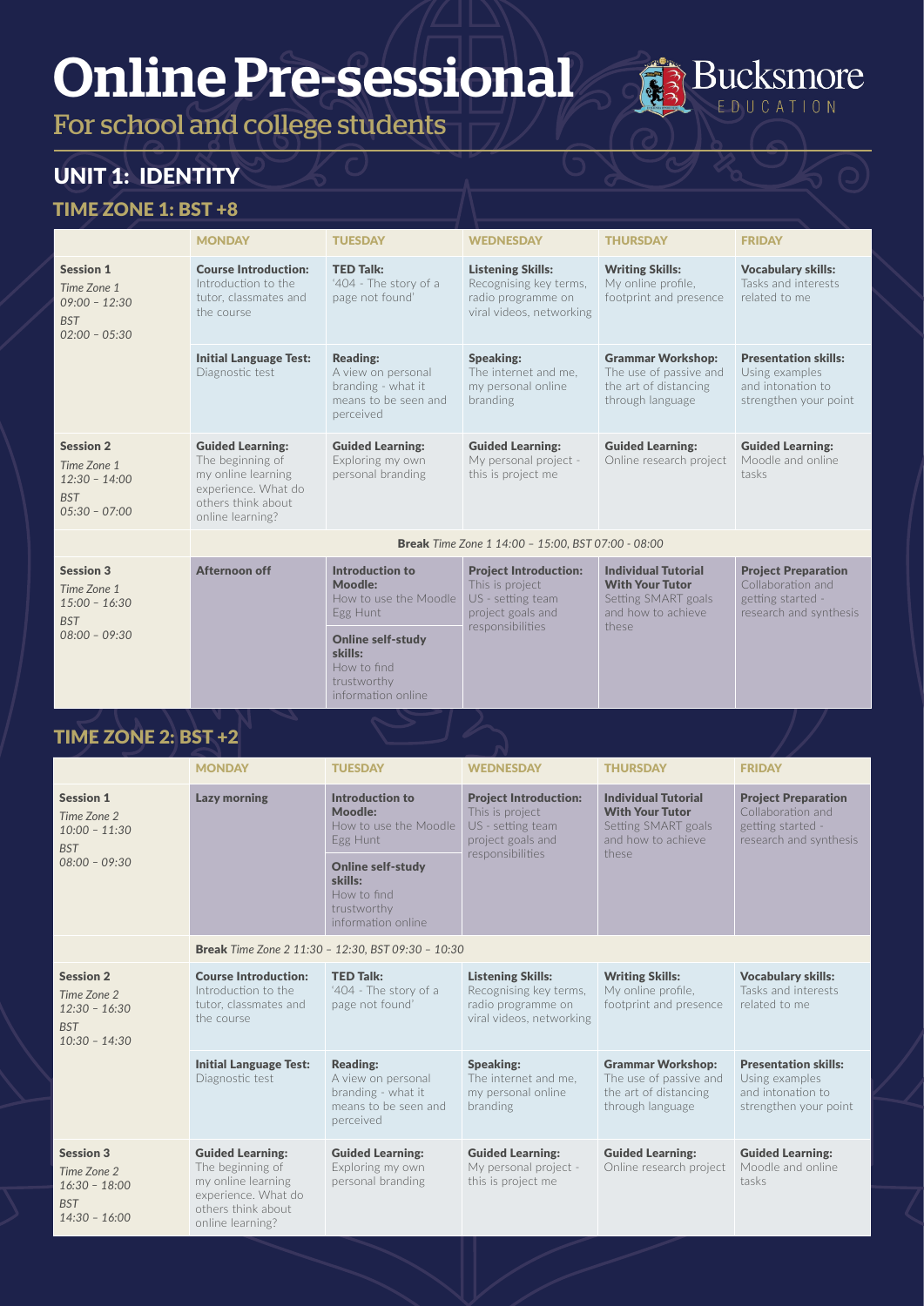# Online Pre-sessional

For school and college students

Bucksmore EDUCATION

## UNIT 1: IDENTITY

### TIME ZONE 1: BST +8

| | MONDAY | TUESDAY | WEDNESDAY | THURSDAY | FRIDAY |
|---|---|---|---|---|---|
| **Session 1** *Time Zone 1 09:00 – 12:30 BST 02:00 – 05:30* | **Course Introduction:** Introduction to the tutor, classmates and the course | **TED Talk:** '404 - The story of a page not found' | **Listening Skills:** Recognising key terms, radio programme on viral videos, networking | **Writing Skills:** My online profile, footprint and presence | **Vocabulary skills:** Tasks and interests related to me |
| | **Initial Language Test:** Diagnostic test | **Reading:** A view on personal branding - what it means to be seen and perceived | **Speaking:** The internet and me, my personal online branding | **Grammar Workshop:** The use of passive and the art of distancing through language | **Presentation skills:** Using examples and intonation to strengthen your point |
| **Session 2** *Time Zone 1 12:30 – 14:00 BST 05:30 – 07:00* | **Guided Learning:** The beginning of my online learning experience. What do others think about online learning? | **Guided Learning:** Exploring my own personal branding | **Guided Learning:** My personal project - this is project me | **Guided Learning:** Online research project | **Guided Learning:** Moodle and online tasks |
| | **Break** *Time Zone 1 14:00 – 15:00, BST 07:00 - 08:00* | | | | |
| **Session 3** *Time Zone 1 15:00 – 16:30 BST 08:00 – 09:30* | **Afternoon off** | **Introduction to Moodle:** How to use the Moodle Egg Hunt<br>**Online self-study skills:** How to find trustworthy information online | **Project Introduction:** This is project US - setting team project goals and responsibilities | **Individual Tutorial With Your Tutor** Setting SMART goals and how to achieve these | **Project Preparation** Collaboration and getting started - research and synthesis |

### TIME ZONE 2: BST +2

| | MONDAY | TUESDAY | WEDNESDAY | THURSDAY | FRIDAY |
|---|---|---|---|---|---|
| **Session 1** *Time Zone 2 10:00 – 11:30 BST 08:00 – 09:30* | **Lazy morning** | **Introduction to Moodle:** How to use the Moodle Egg Hunt<br>**Online self-study skills:** How to find trustworthy information online | **Project Introduction:** This is project US - setting team project goals and responsibilities | **Individual Tutorial With Your Tutor** Setting SMART goals and how to achieve these | **Project Preparation** Collaboration and getting started - research and synthesis |
| | **Break** *Time Zone 2 11:30 – 12:30, BST 09:30 – 10:30* | | | | |
| **Session 2** *Time Zone 2 12:30 – 16:30 BST 10:30 – 14:30* | **Course Introduction:** Introduction to the tutor, classmates and the course | **TED Talk:** '404 - The story of a page not found' | **Listening Skills:** Recognising key terms, radio programme on viral videos, networking | **Writing Skills:** My online profile, footprint and presence | **Vocabulary skills:** Tasks and interests related to me |
| | **Initial Language Test:** Diagnostic test | **Reading:** A view on personal branding - what it means to be seen and perceived | **Speaking:** The internet and me, my personal online branding | **Grammar Workshop:** The use of passive and the art of distancing through language | **Presentation skills:** Using examples and intonation to strengthen your point |
| **Session 3** *Time Zone 2 16:30 – 18:00 BST 14:30 – 16:00* | **Guided Learning:** The beginning of my online learning experience. What do others think about online learning? | **Guided Learning:** Exploring my own personal branding | **Guided Learning:** My personal project - this is project me | **Guided Learning:** Online research project | **Guided Learning:** Moodle and online tasks |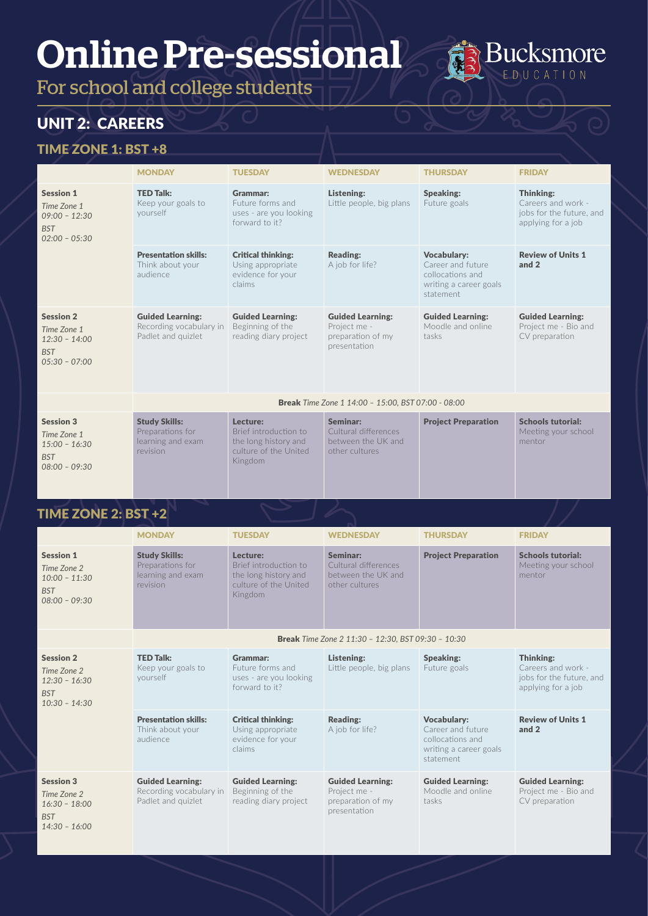# Online Pre-sessional

For school and college students

Bucksmore EDUCATION

## UNIT 2: CAREERS

### TIME ZONE 1: BST +8

| | MONDAY | TUESDAY | WEDNESDAY | THURSDAY | FRIDAY |
|---|---|---|---|---|---|
| **Session 1** *Time Zone 1 09:00 – 12:30 BST 02:00 – 05:30* | **TED Talk:** Keep your goals to yourself | **Grammar:** Future forms and uses - are you looking forward to it? | **Listening:** Little people, big plans | **Speaking:** Future goals | **Thinking:** Careers and work - jobs for the future, and applying for a job |
| | **Presentation skills:** Think about your audience | **Critical thinking:** Using appropriate evidence for your claims | **Reading:** A job for life? | **Vocabulary:** Career and future collocations and writing a career goals statement | **Review of Units 1 and 2** |
| **Session 2** *Time Zone 1 12:30 – 14:00 BST 05:30 – 07:00* | **Guided Learning:** Recording vocabulary in Padlet and quizlet | **Guided Learning:** Beginning of the reading diary project | **Guided Learning:** Project me - preparation of my presentation | **Guided Learning:** Moodle and online tasks | **Guided Learning:** Project me - Bio and CV preparation |
| | **Break** *Time Zone 1 14:00 – 15:00, BST 07:00 - 08:00* | | | | |
| **Session 3** *Time Zone 1 15:00 – 16:30 BST 08:00 – 09:30* | **Study Skills:** Preparations for learning and exam revision | **Lecture:** Brief introduction to the long history and culture of the United Kingdom | **Seminar:** Cultural differences between the UK and other cultures | **Project Preparation** | **Schools tutorial:** Meeting your school mentor |

### TIME ZONE 2: BST +2

| | MONDAY | TUESDAY | WEDNESDAY | THURSDAY | FRIDAY |
|---|---|---|---|---|---|
| **Session 1** *Time Zone 2 10:00 – 11:30 BST 08:00 – 09:30* | **Study Skills:** Preparations for learning and exam revision | **Lecture:** Brief introduction to the long history and culture of the United Kingdom | **Seminar:** Cultural differences between the UK and other cultures | **Project Preparation** | **Schools tutorial:** Meeting your school mentor |
| | **Break** *Time Zone 2 11:30 – 12:30, BST 09:30 – 10:30* | | | | |
| **Session 2** *Time Zone 2 12:30 – 16:30 BST 10:30 – 14:30* | **TED Talk:** Keep your goals to yourself | **Grammar:** Future forms and uses - are you looking forward to it? | **Listening:** Little people, big plans | **Speaking:** Future goals | **Thinking:** Careers and work - jobs for the future, and applying for a job |
| | **Presentation skills:** Think about your audience | **Critical thinking:** Using appropriate evidence for your claims | **Reading:** A job for life? | **Vocabulary:** Career and future collocations and writing a career goals statement | **Review of Units 1 and 2** |
| **Session 3** *Time Zone 2 16:30 – 18:00 BST 14:30 – 16:00* | **Guided Learning:** Recording vocabulary in Padlet and quizlet | **Guided Learning:** Beginning of the reading diary project | **Guided Learning:** Project me - preparation of my presentation | **Guided Learning:** Moodle and online tasks | **Guided Learning:** Project me - Bio and CV preparation |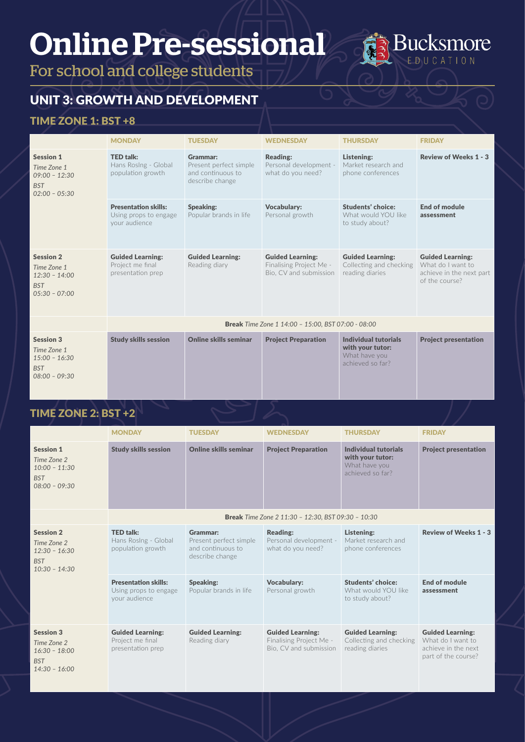# Online Pre-sessional

For school and college students

Bucksmore EDUCATION

## UNIT 3: GROWTH AND DEVELOPMENT

### TIME ZONE 1: BST +8

| | MONDAY | TUESDAY | WEDNESDAY | THURSDAY | FRIDAY |
|---|---|---|---|---|---|
| **Session 1** *Time Zone 1 09:00 – 12:30 BST 02:00 – 05:30* | **TED talk:** Hans Roslng - Global population growth | **Grammar:** Present perfect simple and continuous to describe change | **Reading:** Personal development - what do you need? | **Listening:** Market research and phone conferences | **Review of Weeks 1 - 3** |
| | **Presentation skills:** Using props to engage your audience | **Speaking:** Popular brands in life | **Vocabulary:** Personal growth | **Students' choice:** What would YOU like to study about? | **End of module assessment** |
| **Session 2** *Time Zone 1 12:30 – 14:00 BST 05:30 – 07:00* | **Guided Learning:** Project me final presentation prep | **Guided Learning:** Reading diary | **Guided Learning:** Finalising Project Me - Bio, CV and submission | **Guided Learning:** Collecting and checking reading diaries | **Guided Learning:** What do I want to achieve in the next part of the course? |
| | **Break** *Time Zone 1 14:00 – 15:00, BST 07:00 - 08:00* | | | | |
| **Session 3** *Time Zone 1 15:00 – 16:30 BST 08:00 – 09:30* | **Study skills session** | **Online skills seminar** | **Project Preparation** | **Individual tutorials with your tutor:** What have you achieved so far? | **Project presentation** |

### TIME ZONE 2: BST +2

| | MONDAY | TUESDAY | WEDNESDAY | THURSDAY | FRIDAY |
|---|---|---|---|---|---|
| **Session 1** *Time Zone 2 10:00 – 11:30 BST 08:00 – 09:30* | **Study skills session** | **Online skills seminar** | **Project Preparation** | **Individual tutorials with your tutor:** What have you achieved so far? | **Project presentation** |
| | **Break** *Time Zone 2 11:30 – 12:30, BST 09:30 – 10:30* | | | | |
| **Session 2** *Time Zone 2 12:30 – 16:30 BST 10:30 – 14:30* | **TED talk:** Hans Roslng - Global population growth | **Grammar:** Present perfect simple and continuous to describe change | **Reading:** Personal development - what do you need? | **Listening:** Market research and phone conferences | **Review of Weeks 1 - 3** |
| | **Presentation skills:** Using props to engage your audience | **Speaking:** Popular brands in life | **Vocabulary:** Personal growth | **Students' choice:** What would YOU like to study about? | **End of module assessment** |
| **Session 3** *Time Zone 2 16:30 – 18:00 BST 14:30 – 16:00* | **Guided Learning:** Project me final presentation prep | **Guided Learning:** Reading diary | **Guided Learning:** Finalising Project Me - Bio, CV and submission | **Guided Learning:** Collecting and checking reading diaries | **Guided Learning:** What do I want to achieve in the next part of the course? |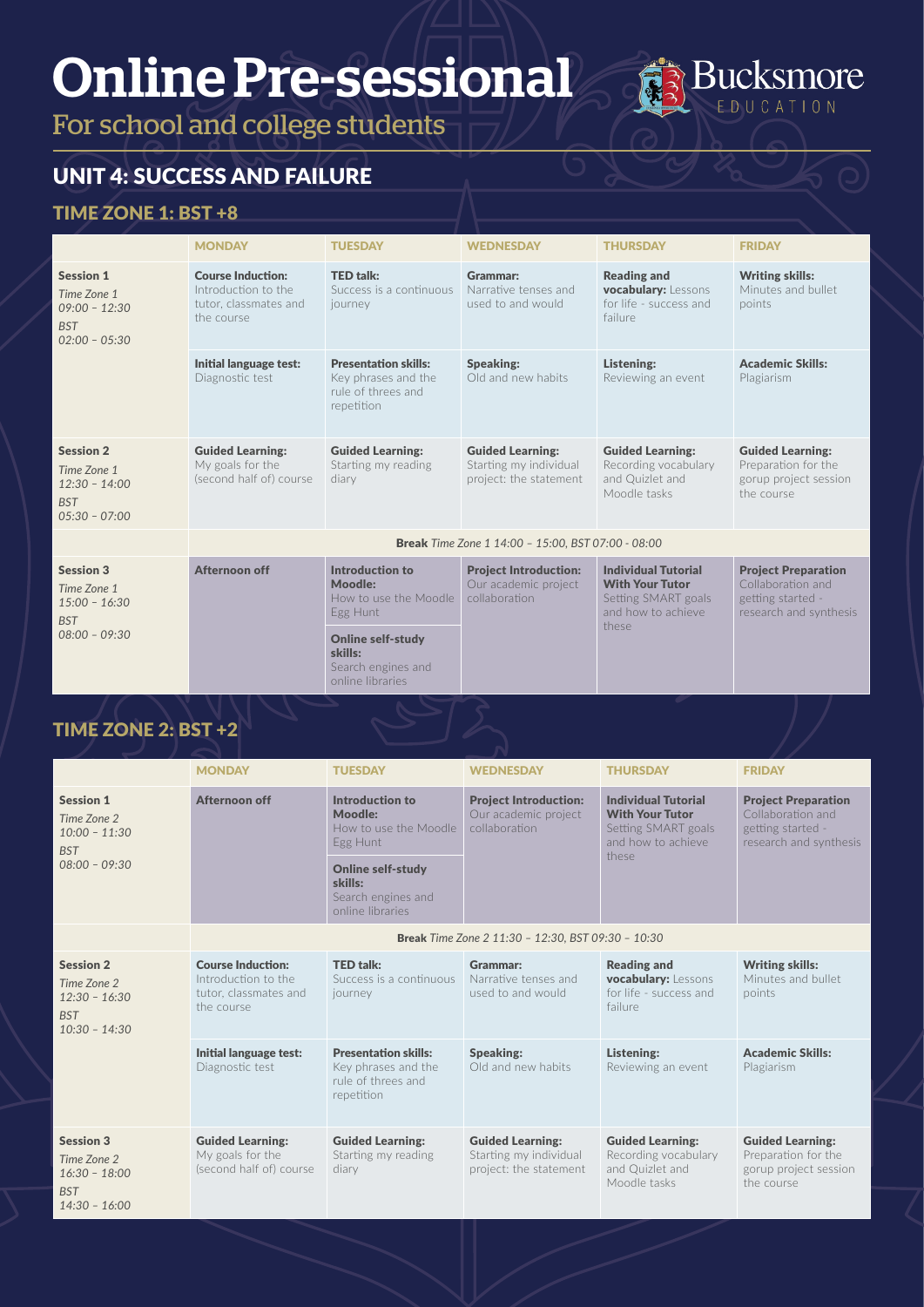# Online Pre-sessional

For school and college students

Bucksmore EDUCATION

## UNIT 4: SUCCESS AND FAILURE

### TIME ZONE 1: BST +8

| | MONDAY | TUESDAY | WEDNESDAY | THURSDAY | FRIDAY |
|---|---|---|---|---|---|
| **Session 1** *Time Zone 1 09:00 – 12:30 BST 02:00 – 05:30* | **Course Induction:** Introduction to the tutor, classmates and the course | **TED talk:** Success is a continuous journey | **Grammar:** Narrative tenses and used to and would | **Reading and vocabulary:** Lessons for life - success and failure | **Writing skills:** Minutes and bullet points |
| | **Initial language test:** Diagnostic test | **Presentation skills:** Key phrases and the rule of threes and repetition | **Speaking:** Old and new habits | **Listening:** Reviewing an event | **Academic Skills:** Plagiarism |
| **Session 2** *Time Zone 1 12:30 – 14:00 BST 05:30 – 07:00* | **Guided Learning:** My goals for the (second half of) course | **Guided Learning:** Starting my reading diary | **Guided Learning:** Starting my individual project: the statement | **Guided Learning:** Recording vocabulary and Quizlet and Moodle tasks | **Guided Learning:** Preparation for the gorup project session the course |
| | **Break** *Time Zone 1 14:00 – 15:00, BST 07:00 - 08:00* | | | | |
| **Session 3** *Time Zone 1 15:00 – 16:30 BST 08:00 – 09:30* | **Afternoon off** | **Introduction to Moodle:** How to use the Moodle Egg Hunt<br>**Online self-study skills:** Search engines and online libraries | **Project Introduction:** Our academic project collaboration | **Individual Tutorial With Your Tutor** Setting SMART goals and how to achieve these | **Project Preparation** Collaboration and getting started - research and synthesis |

### TIME ZONE 2: BST +2

| | MONDAY | TUESDAY | WEDNESDAY | THURSDAY | FRIDAY |
|---|---|---|---|---|---|
| **Session 1** *Time Zone 2 10:00 – 11:30 BST 08:00 – 09:30* | **Afternoon off** | **Introduction to Moodle:** How to use the Moodle Egg Hunt<br>**Online self-study skills:** Search engines and online libraries | **Project Introduction:** Our academic project collaboration | **Individual Tutorial With Your Tutor** Setting SMART goals and how to achieve these | **Project Preparation** Collaboration and getting started - research and synthesis |
| | **Break** *Time Zone 2 11:30 – 12:30, BST 09:30 – 10:30* | | | | |
| **Session 2** *Time Zone 2 12:30 – 16:30 BST 10:30 – 14:30* | **Course Induction:** Introduction to the tutor, classmates and the course | **TED talk:** Success is a continuous journey | **Grammar:** Narrative tenses and used to and would | **Reading and vocabulary:** Lessons for life - success and failure | **Writing skills:** Minutes and bullet points |
| | **Initial language test:** Diagnostic test | **Presentation skills:** Key phrases and the rule of threes and repetition | **Speaking:** Old and new habits | **Listening:** Reviewing an event | **Academic Skills:** Plagiarism |
| **Session 3** *Time Zone 2 16:30 – 18:00 BST 14:30 – 16:00* | **Guided Learning:** My goals for the (second half of) course | **Guided Learning:** Starting my reading diary | **Guided Learning:** Starting my individual project: the statement | **Guided Learning:** Recording vocabulary and Quizlet and Moodle tasks | **Guided Learning:** Preparation for the gorup project session the course |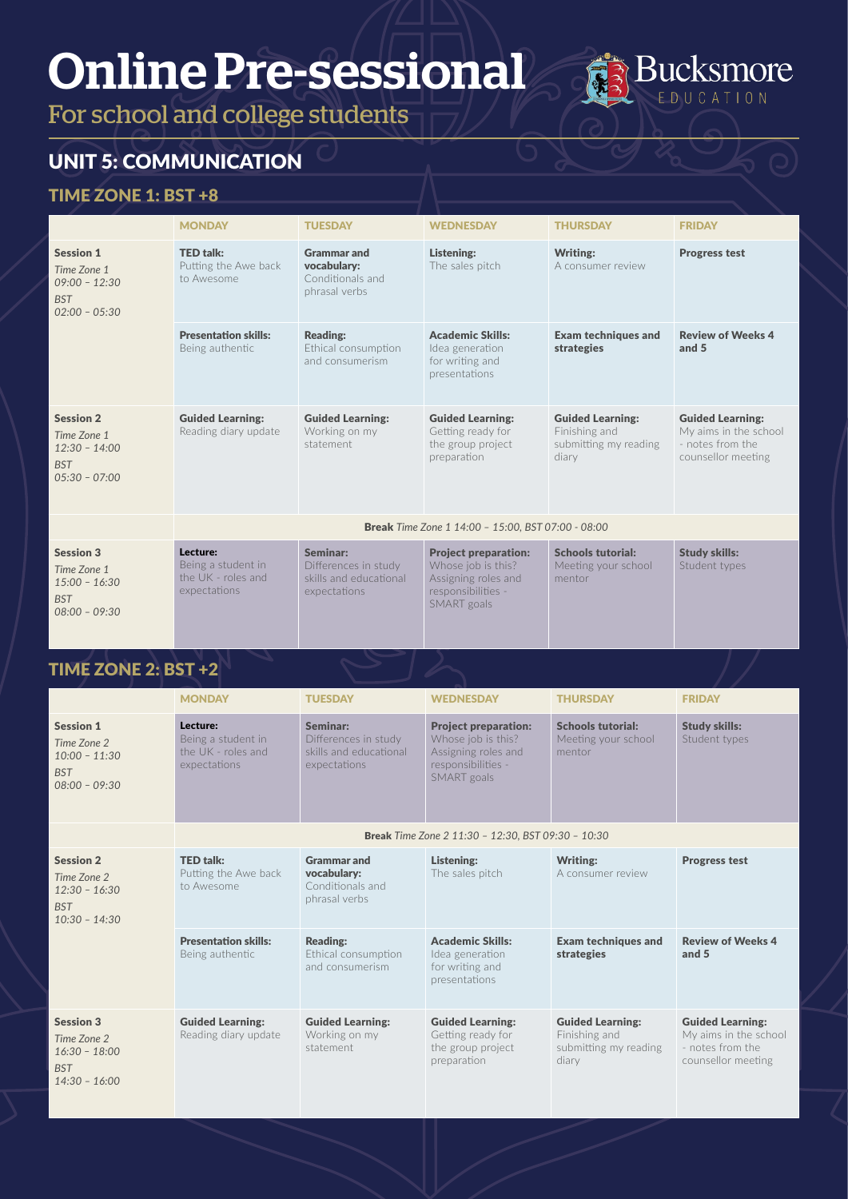# Online Pre-sessional

For school and college students

Bucksmore EDUCATION

## UNIT 5: COMMUNICATION

### TIME ZONE 1: BST +8

| | MONDAY | TUESDAY | WEDNESDAY | THURSDAY | FRIDAY |
|---|---|---|---|---|---|
| **Session 1** *Time Zone 1 09:00 – 12:30* *BST 02:00 – 05:30* | **TED talk:** Putting the Awe back to Awesome | **Grammar and vocabulary:** Conditionals and phrasal verbs | **Listening:** The sales pitch | **Writing:** A consumer review | **Progress test** |
| | **Presentation skills:** Being authentic | **Reading:** Ethical consumption and consumerism | **Academic Skills:** Idea generation for writing and presentations | **Exam techniques and strategies** | **Review of Weeks 4 and 5** |
| **Session 2** *Time Zone 1 12:30 – 14:00* *BST 05:30 – 07:00* | **Guided Learning:** Reading diary update | **Guided Learning:** Working on my statement | **Guided Learning:** Getting ready for the group project preparation | **Guided Learning:** Finishing and submitting my reading diary | **Guided Learning:** My aims in the school - notes from the counsellor meeting |
| | **Break** *Time Zone 1 14:00 – 15:00, BST 07:00 - 08:00* | | | | |
| **Session 3** *Time Zone 1 15:00 – 16:30* *BST 08:00 – 09:30* | **Lecture:** Being a student in the UK - roles and expectations | **Seminar:** Differences in study skills and educational expectations | **Project preparation:** Whose job is this? Assigning roles and responsibilities - SMART goals | **Schools tutorial:** Meeting your school mentor | **Study skills:** Student types |

### TIME ZONE 2: BST +2

| | MONDAY | TUESDAY | WEDNESDAY | THURSDAY | FRIDAY |
|---|---|---|---|---|---|
| **Session 1** *Time Zone 2 10:00 – 11:30* *BST 08:00 – 09:30* | **Lecture:** Being a student in the UK - roles and expectations | **Seminar:** Differences in study skills and educational expectations | **Project preparation:** Whose job is this? Assigning roles and responsibilities - SMART goals | **Schools tutorial:** Meeting your school mentor | **Study skills:** Student types |
| | **Break** *Time Zone 2 11:30 – 12:30, BST 09:30 – 10:30* | | | | |
| **Session 2** *Time Zone 2 12:30 – 16:30* *BST 10:30 – 14:30* | **TED talk:** Putting the Awe back to Awesome | **Grammar and vocabulary:** Conditionals and phrasal verbs | **Listening:** The sales pitch | **Writing:** A consumer review | **Progress test** |
| | **Presentation skills:** Being authentic | **Reading:** Ethical consumption and consumerism | **Academic Skills:** Idea generation for writing and presentations | **Exam techniques and strategies** | **Review of Weeks 4 and 5** |
| **Session 3** *Time Zone 2 16:30 – 18:00* *BST 14:30 – 16:00* | **Guided Learning:** Reading diary update | **Guided Learning:** Working on my statement | **Guided Learning:** Getting ready for the group project preparation | **Guided Learning:** Finishing and submitting my reading diary | **Guided Learning:** My aims in the school - notes from the counsellor meeting |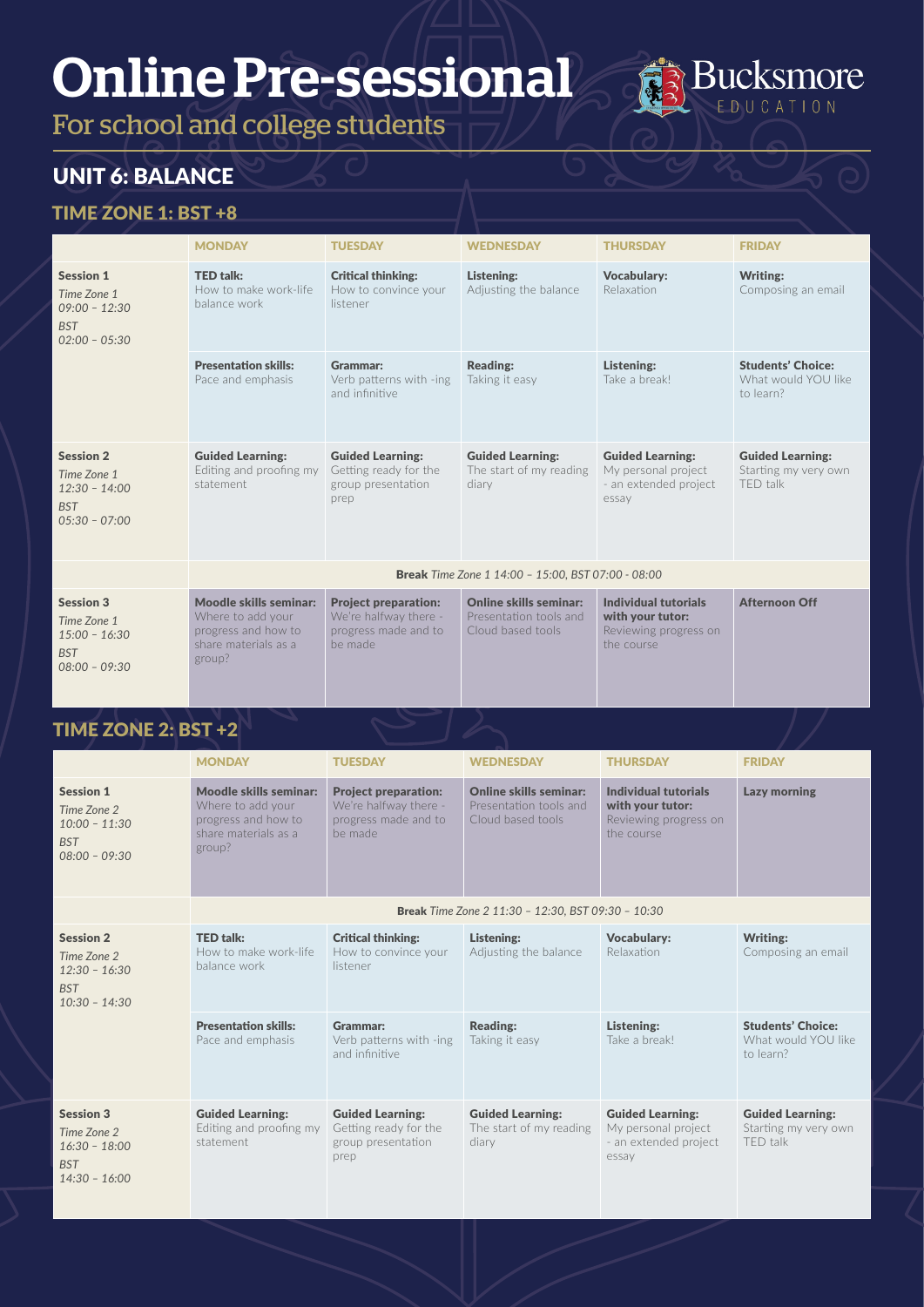# Online Pre-sessional

For school and college students

Bucksmore EDUCATION

## UNIT 6: BALANCE

### TIME ZONE 1: BST +8

| | MONDAY | TUESDAY | WEDNESDAY | THURSDAY | FRIDAY |
|---|---|---|---|---|---|
| **Session 1** *Time Zone 1 09:00 – 12:30 BST 02:00 – 05:30* | **TED talk:** How to make work-life balance work | **Critical thinking:** How to convince your listener | **Listening:** Adjusting the balance | **Vocabulary:** Relaxation | **Writing:** Composing an email |
| | **Presentation skills:** Pace and emphasis | **Grammar:** Verb patterns with -ing and infinitive | **Reading:** Taking it easy | **Listening:** Take a break! | **Students' Choice:** What would YOU like to learn? |
| **Session 2** *Time Zone 1 12:30 – 14:00 BST 05:30 – 07:00* | **Guided Learning:** Editing and proofing my statement | **Guided Learning:** Getting ready for the group presentation prep | **Guided Learning:** The start of my reading diary | **Guided Learning:** My personal project - an extended project essay | **Guided Learning:** Starting my very own TED talk |
| | **Break** *Time Zone 1 14:00 – 15:00, BST 07:00 - 08:00* | | | | |
| **Session 3** *Time Zone 1 15:00 – 16:30 BST 08:00 – 09:30* | **Moodle skills seminar:** Where to add your progress and how to share materials as a group? | **Project preparation:** We're halfway there - progress made and to be made | **Online skills seminar:** Presentation tools and Cloud based tools | **Individual tutorials with your tutor:** Reviewing progress on the course | **Afternoon Off** |

### TIME ZONE 2: BST +2

| | MONDAY | TUESDAY | WEDNESDAY | THURSDAY | FRIDAY |
|---|---|---|---|---|---|
| **Session 1** *Time Zone 2 10:00 – 11:30 BST 08:00 – 09:30* | **Moodle skills seminar:** Where to add your progress and how to share materials as a group? | **Project preparation:** We're halfway there - progress made and to be made | **Online skills seminar:** Presentation tools and Cloud based tools | **Individual tutorials with your tutor:** Reviewing progress on the course | **Lazy morning** |
| | **Break** *Time Zone 2 11:30 – 12:30, BST 09:30 – 10:30* | | | | |
| **Session 2** *Time Zone 2 12:30 – 16:30 BST 10:30 – 14:30* | **TED talk:** How to make work-life balance work | **Critical thinking:** How to convince your listener | **Listening:** Adjusting the balance | **Vocabulary:** Relaxation | **Writing:** Composing an email |
| | **Presentation skills:** Pace and emphasis | **Grammar:** Verb patterns with -ing and infinitive | **Reading:** Taking it easy | **Listening:** Take a break! | **Students' Choice:** What would YOU like to learn? |
| **Session 3** *Time Zone 2 16:30 – 18:00 BST 14:30 – 16:00* | **Guided Learning:** Editing and proofing my statement | **Guided Learning:** Getting ready for the group presentation prep | **Guided Learning:** The start of my reading diary | **Guided Learning:** My personal project - an extended project essay | **Guided Learning:** Starting my very own TED talk |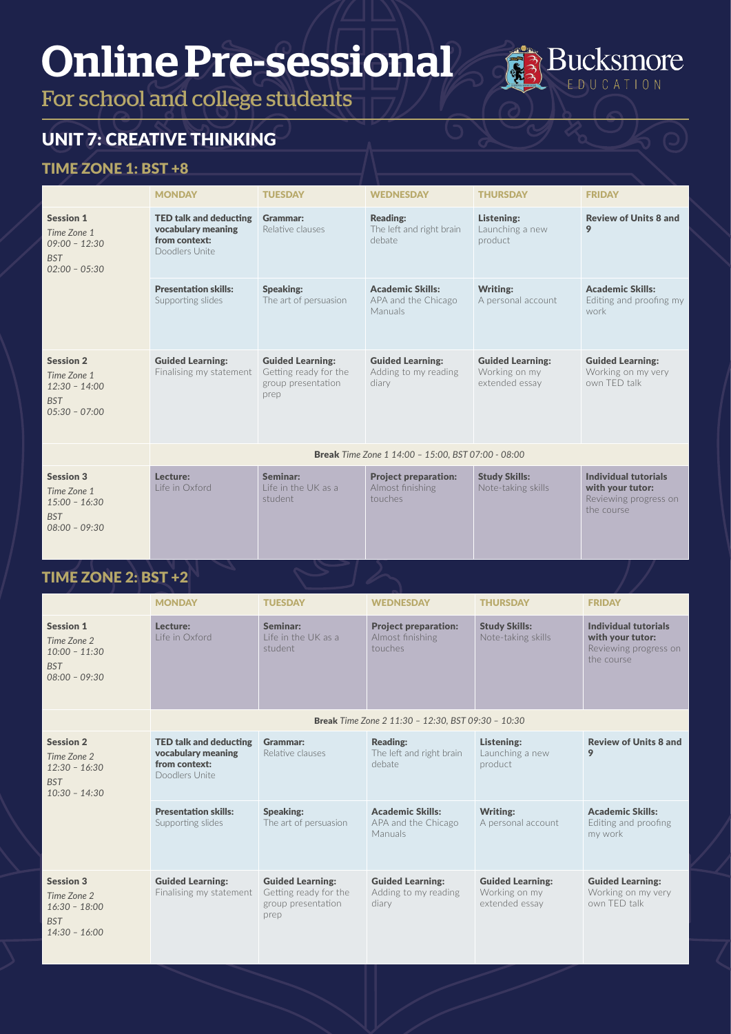# Online Pre-sessional

For school and college students

## UNIT 7: CREATIVE THINKING

### TIME ZONE 1: BST +8

| | MONDAY | TUESDAY | WEDNESDAY | THURSDAY | FRIDAY |
|---|---|---|---|---|---|
| **Session 1** *Time Zone 1 09:00 – 12:30 BST 02:00 – 05:30* | **TED talk and deducting vocabulary meaning from context:** Doodlers Unite | **Grammar:** Relative clauses | **Reading:** The left and right brain debate | **Listening:** Launching a new product | **Review of Units 8 and 9** |
| | **Presentation skills:** Supporting slides | **Speaking:** The art of persuasion | **Academic Skills:** APA and the Chicago Manuals | **Writing:** A personal account | **Academic Skills:** Editing and proofing my work |
| **Session 2** *Time Zone 1 12:30 – 14:00 BST 05:30 – 07:00* | **Guided Learning:** Finalising my statement | **Guided Learning:** Getting ready for the group presentation prep | **Guided Learning:** Adding to my reading diary | **Guided Learning:** Working on my extended essay | **Guided Learning:** Working on my very own TED talk |
| | **Break** *Time Zone 1 14:00 – 15:00, BST 07:00 - 08:00* | | | | |
| **Session 3** *Time Zone 1 15:00 – 16:30 BST 08:00 – 09:30* | **Lecture:** Life in Oxford | **Seminar:** Life in the UK as a student | **Project preparation:** Almost finishing touches | **Study Skills:** Note-taking skills | **Individual tutorials with your tutor:** Reviewing progress on the course |

### TIME ZONE 2: BST +2

| | MONDAY | TUESDAY | WEDNESDAY | THURSDAY | FRIDAY |
|---|---|---|---|---|---|
| **Session 1** *Time Zone 2 10:00 – 11:30 BST 08:00 – 09:30* | **Lecture:** Life in Oxford | **Seminar:** Life in the UK as a student | **Project preparation:** Almost finishing touches | **Study Skills:** Note-taking skills | **Individual tutorials with your tutor:** Reviewing progress on the course |
| | **Break** *Time Zone 2 11:30 – 12:30, BST 09:30 – 10:30* | | | | |
| **Session 2** *Time Zone 2 12:30 – 16:30 BST 10:30 – 14:30* | **TED talk and deducting vocabulary meaning from context:** Doodlers Unite | **Grammar:** Relative clauses | **Reading:** The left and right brain debate | **Listening:** Launching a new product | **Review of Units 8 and 9** |
| | **Presentation skills:** Supporting slides | **Speaking:** The art of persuasion | **Academic Skills:** APA and the Chicago Manuals | **Writing:** A personal account | **Academic Skills:** Editing and proofing my work |
| **Session 3** *Time Zone 2 16:30 – 18:00 BST 14:30 – 16:00* | **Guided Learning:** Finalising my statement | **Guided Learning:** Getting ready for the group presentation prep | **Guided Learning:** Adding to my reading diary | **Guided Learning:** Working on my extended essay | **Guided Learning:** Working on my very own TED talk |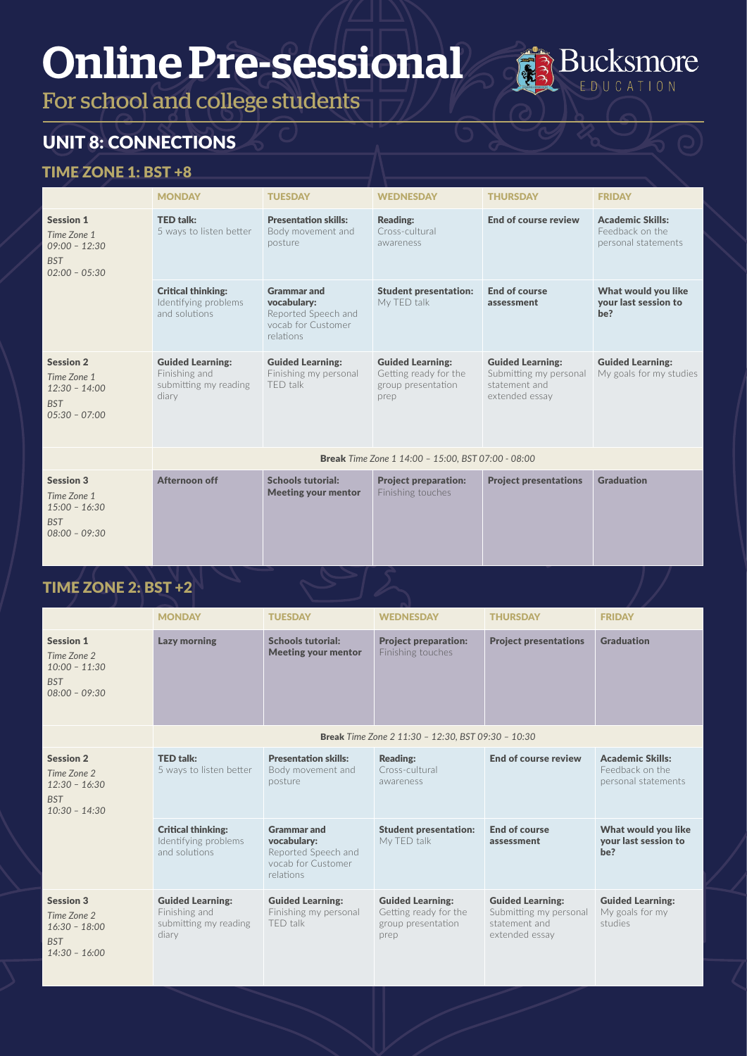# Online Pre-sessional

For school and college students

Bucksmore EDUCATION

## UNIT 8: CONNECTIONS

### TIME ZONE 1: BST +8

| | MONDAY | TUESDAY | WEDNESDAY | THURSDAY | FRIDAY |
|---|---|---|---|---|---|
| **Session 1** *Time Zone 1 09:00 – 12:30 BST 02:00 – 05:30* | **TED talk:** 5 ways to listen better | **Presentation skills:** Body movement and posture | **Reading:** Cross-cultural awareness | **End of course review** | **Academic Skills:** Feedback on the personal statements |
| | **Critical thinking:** Identifying problems and solutions | **Grammar and vocabulary:** Reported Speech and vocab for Customer relations | **Student presentation:** My TED talk | **End of course assessment** | **What would you like your last session to be?** |
| **Session 2** *Time Zone 1 12:30 – 14:00 BST 05:30 – 07:00* | **Guided Learning:** Finishing and submitting my reading diary | **Guided Learning:** Finishing my personal TED talk | **Guided Learning:** Getting ready for the group presentation prep | **Guided Learning:** Submitting my personal statement and extended essay | **Guided Learning:** My goals for my studies |
| | **Break** *Time Zone 1 14:00 – 15:00, BST 07:00 - 08:00* | | | | |
| **Session 3** *Time Zone 1 15:00 – 16:30 BST 08:00 – 09:30* | **Afternoon off** | **Schools tutorial: Meeting your mentor** | **Project preparation:** Finishing touches | **Project presentations** | **Graduation** |

### TIME ZONE 2: BST +2

| | MONDAY | TUESDAY | WEDNESDAY | THURSDAY | FRIDAY |
|---|---|---|---|---|---|
| **Session 1** *Time Zone 2 10:00 – 11:30 BST 08:00 – 09:30* | **Lazy morning** | **Schools tutorial: Meeting your mentor** | **Project preparation:** Finishing touches | **Project presentations** | **Graduation** |
| | **Break** *Time Zone 2 11:30 – 12:30, BST 09:30 – 10:30* | | | | |
| **Session 2** *Time Zone 2 12:30 – 16:30 BST 10:30 – 14:30* | **TED talk:** 5 ways to listen better | **Presentation skills:** Body movement and posture | **Reading:** Cross-cultural awareness | **End of course review** | **Academic Skills:** Feedback on the personal statements |
| | **Critical thinking:** Identifying problems and solutions | **Grammar and vocabulary:** Reported Speech and vocab for Customer relations | **Student presentation:** My TED talk | **End of course assessment** | **What would you like your last session to be?** |
| **Session 3** *Time Zone 2 16:30 – 18:00 BST 14:30 – 16:00* | **Guided Learning:** Finishing and submitting my reading diary | **Guided Learning:** Finishing my personal TED talk | **Guided Learning:** Getting ready for the group presentation prep | **Guided Learning:** Submitting my personal statement and extended essay | **Guided Learning:** My goals for my studies |